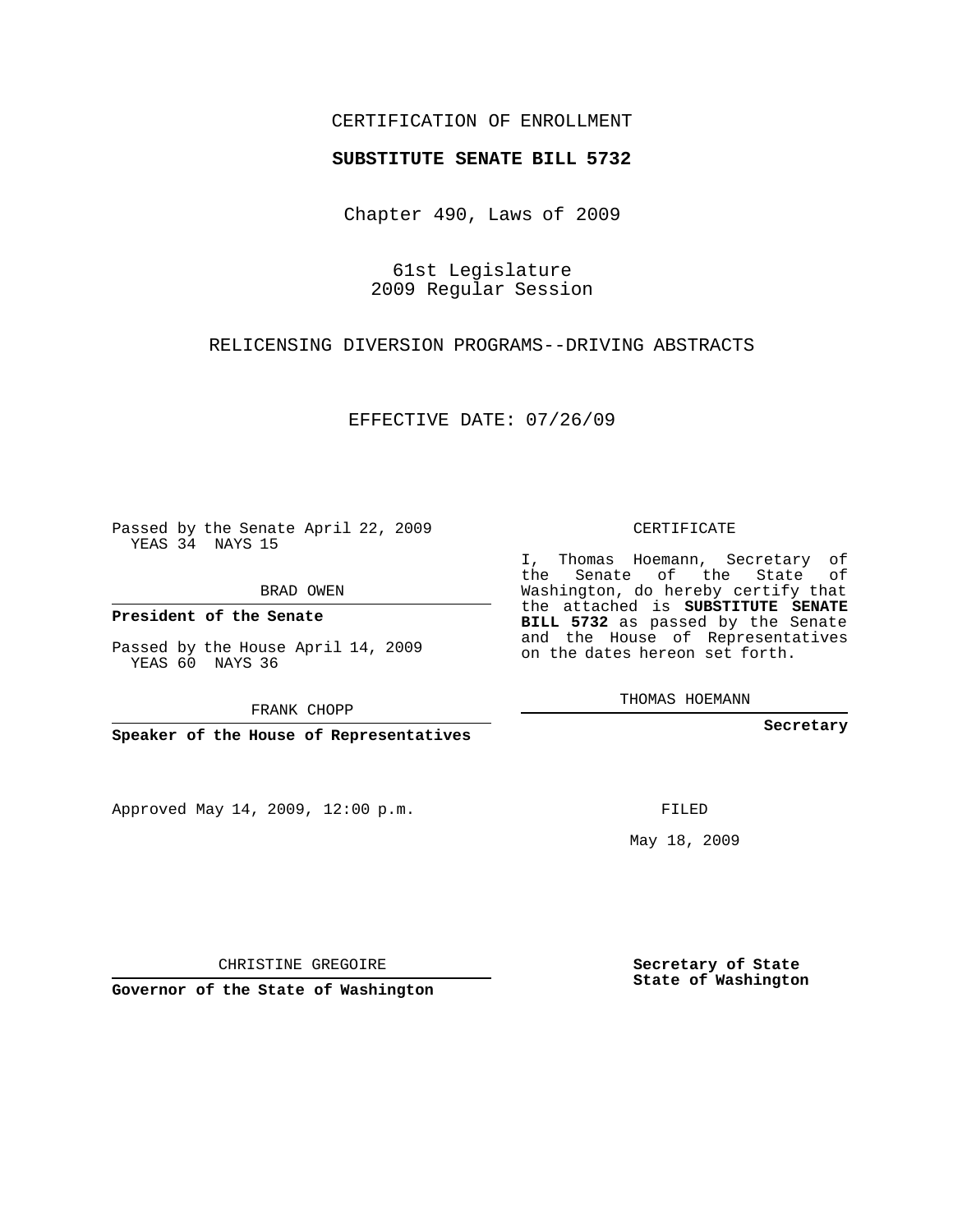CERTIFICATION OF ENROLLMENT

**SUBSTITUTE SENATE BILL 5732**

Chapter 490, Laws of 2009

61st Legislature
2009 Regular Session

RELICENSING DIVERSION PROGRAMS--DRIVING ABSTRACTS

EFFECTIVE DATE: 07/26/09

Passed by the Senate April 22, 2009
YEAS 34 NAYS 15

BRAD OWEN

**President of the Senate**

Passed by the House April 14, 2009
YEAS 60 NAYS 36

FRANK CHOPP

**Speaker of the House of Representatives**

Approved May 14, 2009, 12:00 p.m.

CHRISTINE GREGOIRE

**Governor of the State of Washington**

CERTIFICATE

I, Thomas Hoemann, Secretary of the Senate of the State of Washington, do hereby certify that the attached is **SUBSTITUTE SENATE BILL 5732** as passed by the Senate and the House of Representatives on the dates hereon set forth.

THOMAS HOEMANN

**Secretary**

FILED

May 18, 2009

**Secretary of State**
**State of Washington**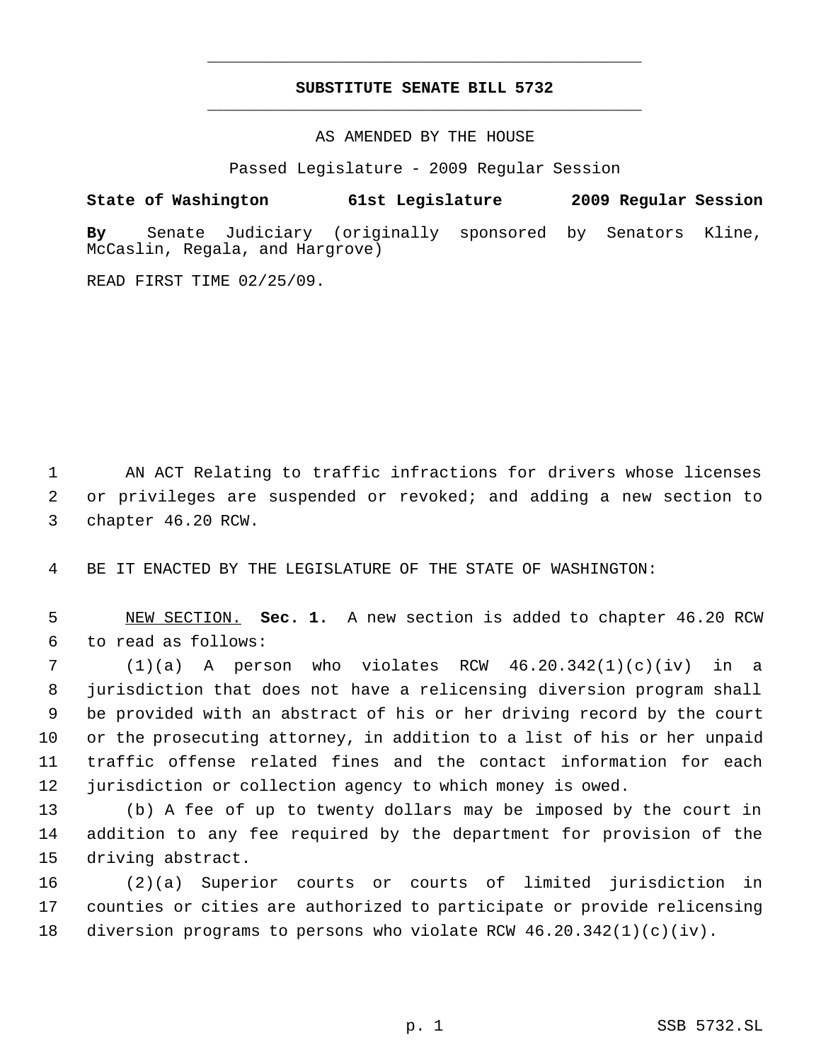# SUBSTITUTE SENATE BILL 5732

AS AMENDED BY THE HOUSE

Passed Legislature - 2009 Regular Session

**State of Washington 61st Legislature 2009 Regular Session**

**By** Senate Judiciary (originally sponsored by Senators Kline, McCaslin, Regala, and Hargrove)

READ FIRST TIME 02/25/09.

AN ACT Relating to traffic infractions for drivers whose licenses or privileges are suspended or revoked; and adding a new section to chapter 46.20 RCW.

BE IT ENACTED BY THE LEGISLATURE OF THE STATE OF WASHINGTON:

NEW SECTION. **Sec. 1.** A new section is added to chapter 46.20 RCW to read as follows:

(1)(a) A person who violates RCW 46.20.342(1)(c)(iv) in a jurisdiction that does not have a relicensing diversion program shall be provided with an abstract of his or her driving record by the court or the prosecuting attorney, in addition to a list of his or her unpaid traffic offense related fines and the contact information for each jurisdiction or collection agency to which money is owed.

(b) A fee of up to twenty dollars may be imposed by the court in addition to any fee required by the department for provision of the driving abstract.

(2)(a) Superior courts or courts of limited jurisdiction in counties or cities are authorized to participate or provide relicensing diversion programs to persons who violate RCW 46.20.342(1)(c)(iv).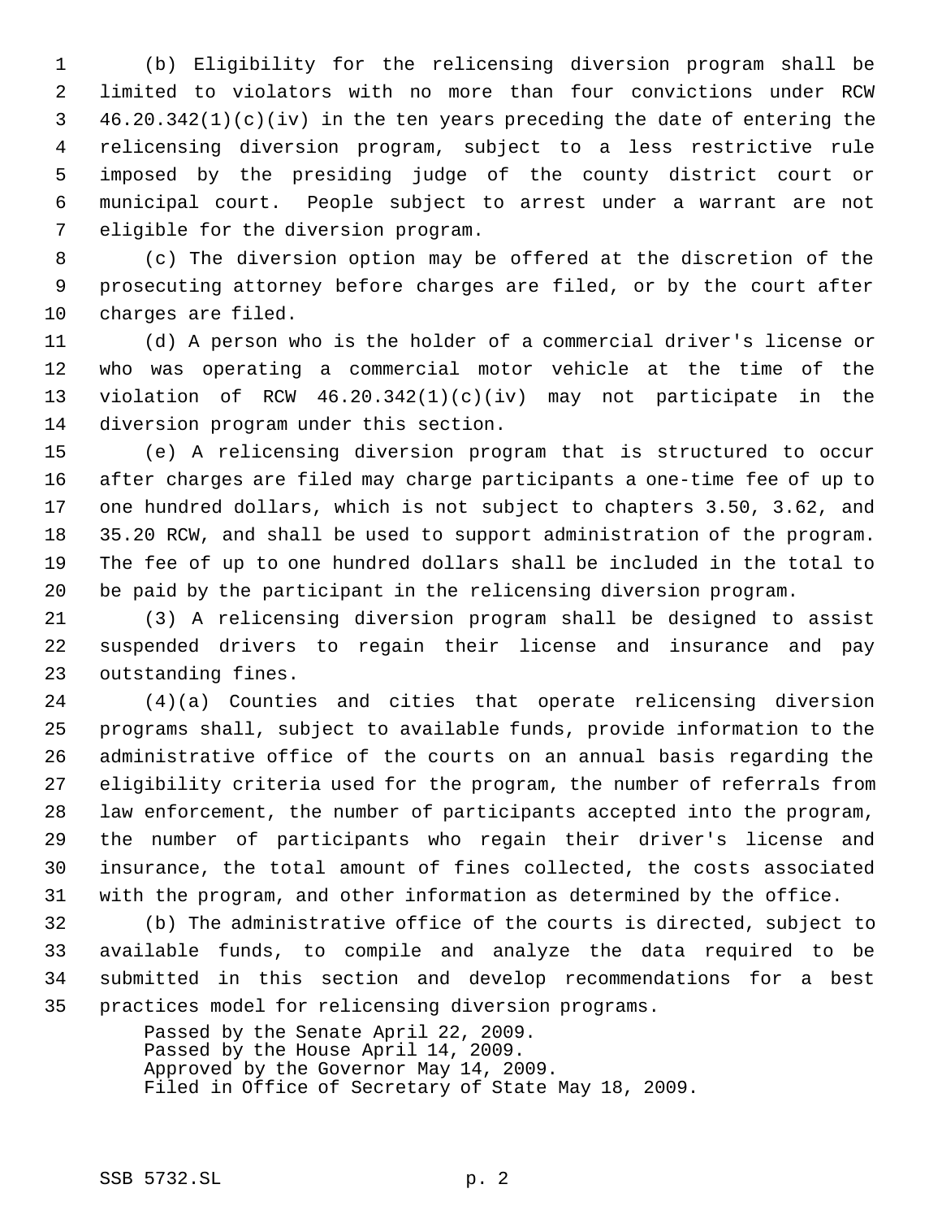(b) Eligibility for the relicensing diversion program shall be limited to violators with no more than four convictions under RCW 46.20.342(1)(c)(iv) in the ten years preceding the date of entering the relicensing diversion program, subject to a less restrictive rule imposed by the presiding judge of the county district court or municipal court. People subject to arrest under a warrant are not eligible for the diversion program.

(c) The diversion option may be offered at the discretion of the prosecuting attorney before charges are filed, or by the court after charges are filed.

(d) A person who is the holder of a commercial driver's license or who was operating a commercial motor vehicle at the time of the violation of RCW 46.20.342(1)(c)(iv) may not participate in the diversion program under this section.

(e) A relicensing diversion program that is structured to occur after charges are filed may charge participants a one-time fee of up to one hundred dollars, which is not subject to chapters 3.50, 3.62, and 35.20 RCW, and shall be used to support administration of the program. The fee of up to one hundred dollars shall be included in the total to be paid by the participant in the relicensing diversion program.

(3) A relicensing diversion program shall be designed to assist suspended drivers to regain their license and insurance and pay outstanding fines.

(4)(a) Counties and cities that operate relicensing diversion programs shall, subject to available funds, provide information to the administrative office of the courts on an annual basis regarding the eligibility criteria used for the program, the number of referrals from law enforcement, the number of participants accepted into the program, the number of participants who regain their driver's license and insurance, the total amount of fines collected, the costs associated with the program, and other information as determined by the office.

(b) The administrative office of the courts is directed, subject to available funds, to compile and analyze the data required to be submitted in this section and develop recommendations for a best practices model for relicensing diversion programs.

Passed by the Senate April 22, 2009.
Passed by the House April 14, 2009.
Approved by the Governor May 14, 2009.
Filed in Office of Secretary of State May 18, 2009.